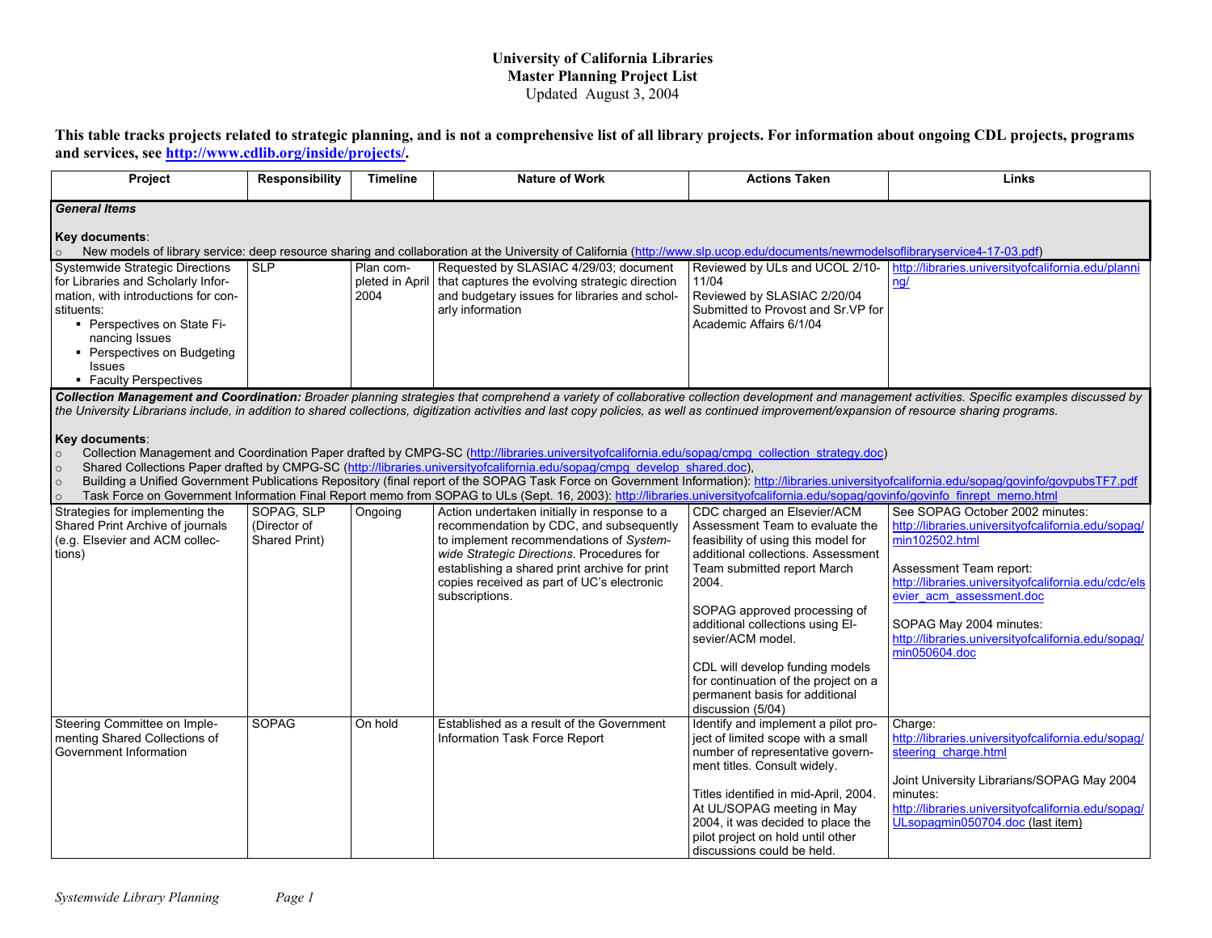# University of California Libraries
## Master Planning Project List
Updated August 3, 2004

**This table tracks projects related to strategic planning, and is not a comprehensive list of all library projects. For information about ongoing CDL projects, programs and services, see http://www.cdlib.org/inside/projects/.**

| Project | Responsibility | Timeline | Nature of Work | Actions Taken | Links |
|---|---|---|---|---|---|
| ***General Items*** **Key documents**: ○ New models of library service: deep resource sharing and collaboration at the University of California (http://www.slp.ucop.edu/documents/newmodelsoflibraryservice4-17-03.pdf) | | | | | |
| Systemwide Strategic Directions for Libraries and Scholarly Information, with introductions for constituents: ▪ Perspectives on State Financing Issues ▪ Perspectives on Budgeting Issues ▪ Faculty Perspectives | SLP | Plan completed in April 2004 | Requested by SLASIAC 4/29/03; document that captures the evolving strategic direction and budgetary issues for libraries and scholarly information | Reviewed by ULs and UCOL 2/10-11/04 Reviewed by SLASIAC 2/20/04 Submitted to Provost and Sr.VP for Academic Affairs 6/1/04 | http://libraries.universityofcalifornia.edu/planning/ |
| ***Collection Management and Coordination:*** *Broader planning strategies that comprehend a variety of collaborative collection development and management activities. Specific examples discussed by the University Librarians include, in addition to shared collections, digitization activities and last copy policies, as well as continued improvement/expansion of resource sharing programs.* **Key documents**: ○ Collection Management and Coordination Paper drafted by CMPG-SC (http://libraries.universityofcalifornia.edu/sopag/cmpg_collection_strategy.doc) ○ Shared Collections Paper drafted by CMPG-SC (http://libraries.universityofcalifornia.edu/sopag/cmpg_develop_shared.doc), ○ Building a Unified Government Publications Repository (final report of the SOPAG Task Force on Government Information): http://libraries.universityofcalifornia.edu/sopag/govinfo/govpubsTF7.pdf ○ Task Force on Government Information Final Report memo from SOPAG to ULs (Sept. 16, 2003): http://libraries.universityofcalifornia.edu/sopag/govinfo/govinfo_finrept_memo.html | | | | | |
| Strategies for implementing the Shared Print Archive of journals (e.g. Elsevier and ACM collections) | SOPAG, SLP (Director of Shared Print) | Ongoing | Action undertaken initially in response to a recommendation by CDC, and subsequently to implement recommendations of *Systemwide Strategic Directions*. Procedures for establishing a shared print archive for print copies received as part of UC's electronic subscriptions. | CDC charged an Elsevier/ACM Assessment Team to evaluate the feasibility of using this model for additional collections. Assessment Team submitted report March 2004. SOPAG approved processing of additional collections using Elsevier/ACM model. CDL will develop funding models for continuation of the project on a permanent basis for additional discussion (5/04) | See SOPAG October 2002 minutes: http://libraries.universityofcalifornia.edu/sopag/min102502.html Assessment Team report: http://libraries.universityofcalifornia.edu/cdc/elsevier_acm_assessment.doc SOPAG May 2004 minutes: http://libraries.universityofcalifornia.edu/sopag/min050604.doc |
| Steering Committee on Implementing Shared Collections of Government Information | SOPAG | On hold | Established as a result of the Government Information Task Force Report | Identify and implement a pilot project of limited scope with a small number of representative government titles. Consult widely. Titles identified in mid-April, 2004. At UL/SOPAG meeting in May 2004, it was decided to place the pilot project on hold until other discussions could be held. | Charge: http://libraries.universityofcalifornia.edu/sopag/steering_charge.html Joint University Librarians/SOPAG May 2004 minutes: http://libraries.universityofcalifornia.edu/sopag/ULsopagmin050704.doc (last item) |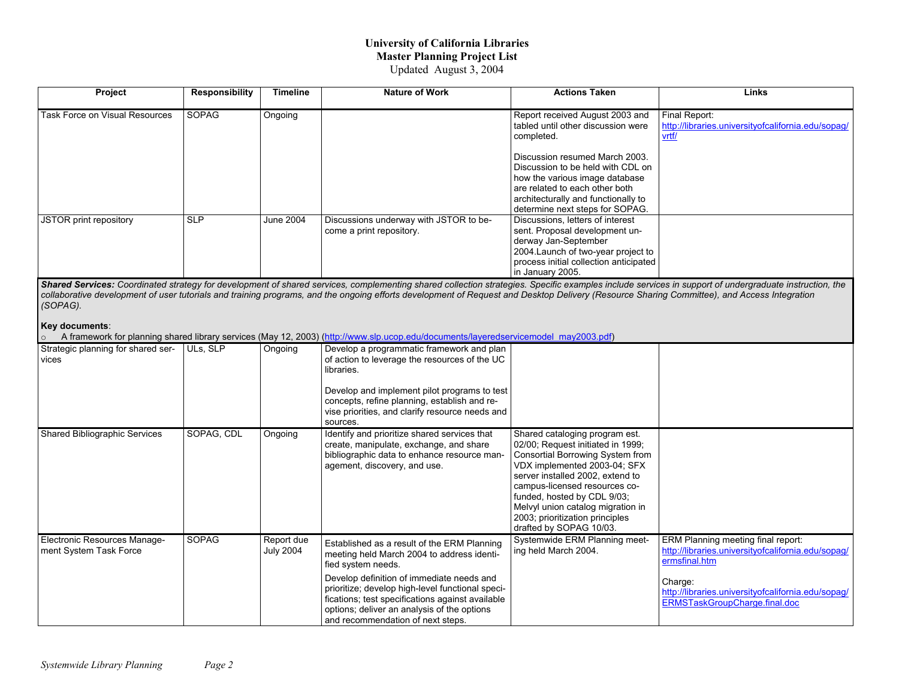# University of California Libraries
## Master Planning Project List
Updated August 3, 2004

| Project | Responsibility | Timeline | Nature of Work | Actions Taken | Links |
|---|---|---|---|---|---|
| Task Force on Visual Resources | SOPAG | Ongoing | | Report received August 2003 and tabled until other discussion were completed.<br><br>Discussion resumed March 2003. Discussion to be held with CDL on how the various image database are related to each other both architecturally and functionally to determine next steps for SOPAG. | Final Report: http://libraries.universityofcalifornia.edu/sopag/vrtf/ |
| JSTOR print repository | SLP | June 2004 | Discussions underway with JSTOR to become a print repository. | Discussions, letters of interest sent. Proposal development underway Jan-September 2004.Launch of two-year project to process initial collection anticipated in January 2005. | |
| ***Shared Services:*** *Coordinated strategy for development of shared services, complementing shared collection strategies. Specific examples include services in support of undergraduate instruction, the collaborative development of user tutorials and training programs, and the ongoing efforts development of Request and Desktop Delivery (Resource Sharing Committee), and Access Integration (SOPAG).*<br><br>**Key documents**:<br>○ A framework for planning shared library services (May 12, 2003) (http://www.slp.ucop.edu/documents/layeredservicemodel_may2003.pdf) | | | | | |
| Strategic planning for shared services | ULs, SLP | Ongoing | Develop a programmatic framework and plan of action to leverage the resources of the UC libraries.<br><br>Develop and implement pilot programs to test concepts, refine planning, establish and revise priorities, and clarify resource needs and sources. | | |
| Shared Bibliographic Services | SOPAG, CDL | Ongoing | Identify and prioritize shared services that create, manipulate, exchange, and share bibliographic data to enhance resource management, discovery, and use. | Shared cataloging program est. 02/00; Request initiated in 1999; Consortial Borrowing System from VDX implemented 2003-04; SFX server installed 2002, extend to campus-licensed resources co-funded, hosted by CDL 9/03; Melvyl union catalog migration in 2003; prioritization principles drafted by SOPAG 10/03. | |
| Electronic Resources Management System Task Force | SOPAG | Report due July 2004 | Established as a result of the ERM Planning meeting held March 2004 to address identified system needs.<br><br>Develop definition of immediate needs and prioritize; develop high-level functional specifications; test specifications against available options; deliver an analysis of the options and recommendation of next steps. | Systemwide ERM Planning meeting held March 2004. | ERM Planning meeting final report: http://libraries.universityofcalifornia.edu/sopag/ermsfinal.htm<br><br>Charge: http://libraries.universityofcalifornia.edu/sopag/ERMSTaskGroupCharge.final.doc |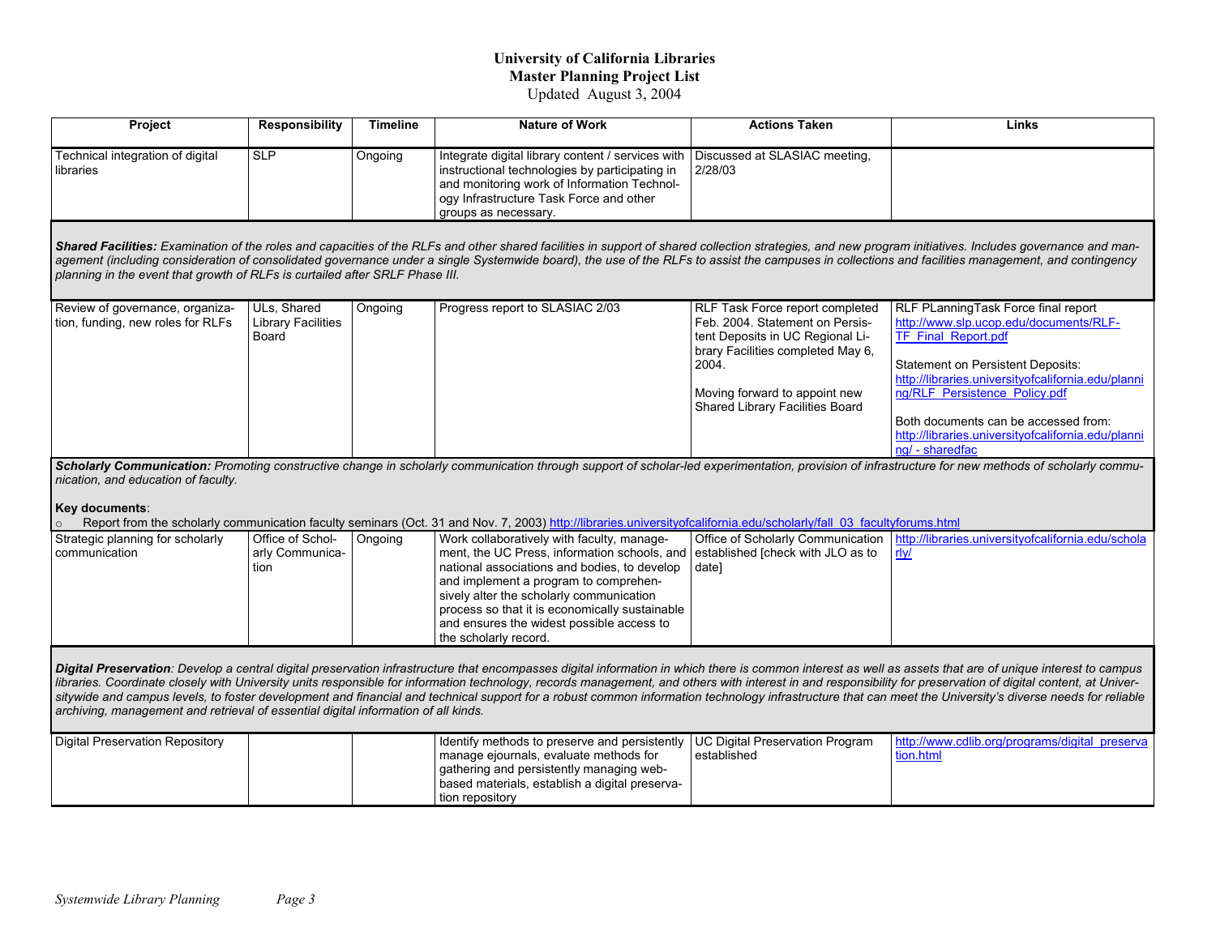# University of California Libraries
## Master Planning Project List

Updated August 3, 2004

| Project | Responsibility | Timeline | Nature of Work | Actions Taken | Links |
|---|---|---|---|---|---|
| Technical integration of digital libraries | SLP | Ongoing | Integrate digital library content / services with instructional technologies by participating in and monitoring work of Information Technology Infrastructure Task Force and other groups as necessary. | Discussed at SLASIAC meeting, 2/28/03 | |
| ***Shared Facilities:*** *Examination of the roles and capacities of the RLFs and other shared facilities in support of shared collection strategies, and new program initiatives. Includes governance and management (including consideration of consolidated governance under a single Systemwide board), the use of the RLFs to assist the campuses in collections and facilities management, and contingency planning in the event that growth of RLFs is curtailed after SRLF Phase III.* | | | | | |
| Review of governance, organization, funding, new roles for RLFs | ULs, Shared Library Facilities Board | Ongoing | Progress report to SLASIAC 2/03 | RLF Task Force report completed Feb. 2004. Statement on Persistent Deposits in UC Regional Library Facilities completed May 6, 2004.<br><br>Moving forward to appoint new Shared Library Facilities Board | RLF PLanningTask Force final report http://www.slp.ucop.edu/documents/RLF-TF_Final_Report.pdf<br><br>Statement on Persistent Deposits: http://libraries.universityofcalifornia.edu/planning/RLF_Persistence_Policy.pdf<br><br>Both documents can be accessed from: http://libraries.universityofcalifornia.edu/planning/ - sharedfac |
| ***Scholarly Communication:*** *Promoting constructive change in scholarly communication through support of scholar-led experimentation, provision of infrastructure for new methods of scholarly communication, and education of faculty.*<br><br>**Key documents**:<br>○ Report from the scholarly communication faculty seminars (Oct. 31 and Nov. 7, 2003) http://libraries.universityofcalifornia.edu/scholarly/fall_03_facultyforums.html | | | | | |
| Strategic planning for scholarly communication | Office of Scholarly Communication | Ongoing | Work collaboratively with faculty, management, the UC Press, information schools, and national associations and bodies, to develop and implement a program to comprehensively alter the scholarly communication process so that it is economically sustainable and ensures the widest possible access to the scholarly record. | Office of Scholarly Communication established [check with JLO as to date] | http://libraries.universityofcalifornia.edu/scholarly/ |
| ***Digital Preservation****: Develop a central digital preservation infrastructure that encompasses digital information in which there is common interest as well as assets that are of unique interest to campus libraries. Coordinate closely with University units responsible for information technology, records management, and others with interest in and responsibility for preservation of digital content, at Universitywide and campus levels, to foster development and financial and technical support for a robust common information technology infrastructure that can meet the University's diverse needs for reliable archiving, management and retrieval of essential digital information of all kinds.* | | | | | |
| Digital Preservation Repository | | | Identify methods to preserve and persistently manage ejournals, evaluate methods for gathering and persistently managing web-based materials, establish a digital preservation repository | UC Digital Preservation Program established | http://www.cdlib.org/programs/digital_preservation.html |